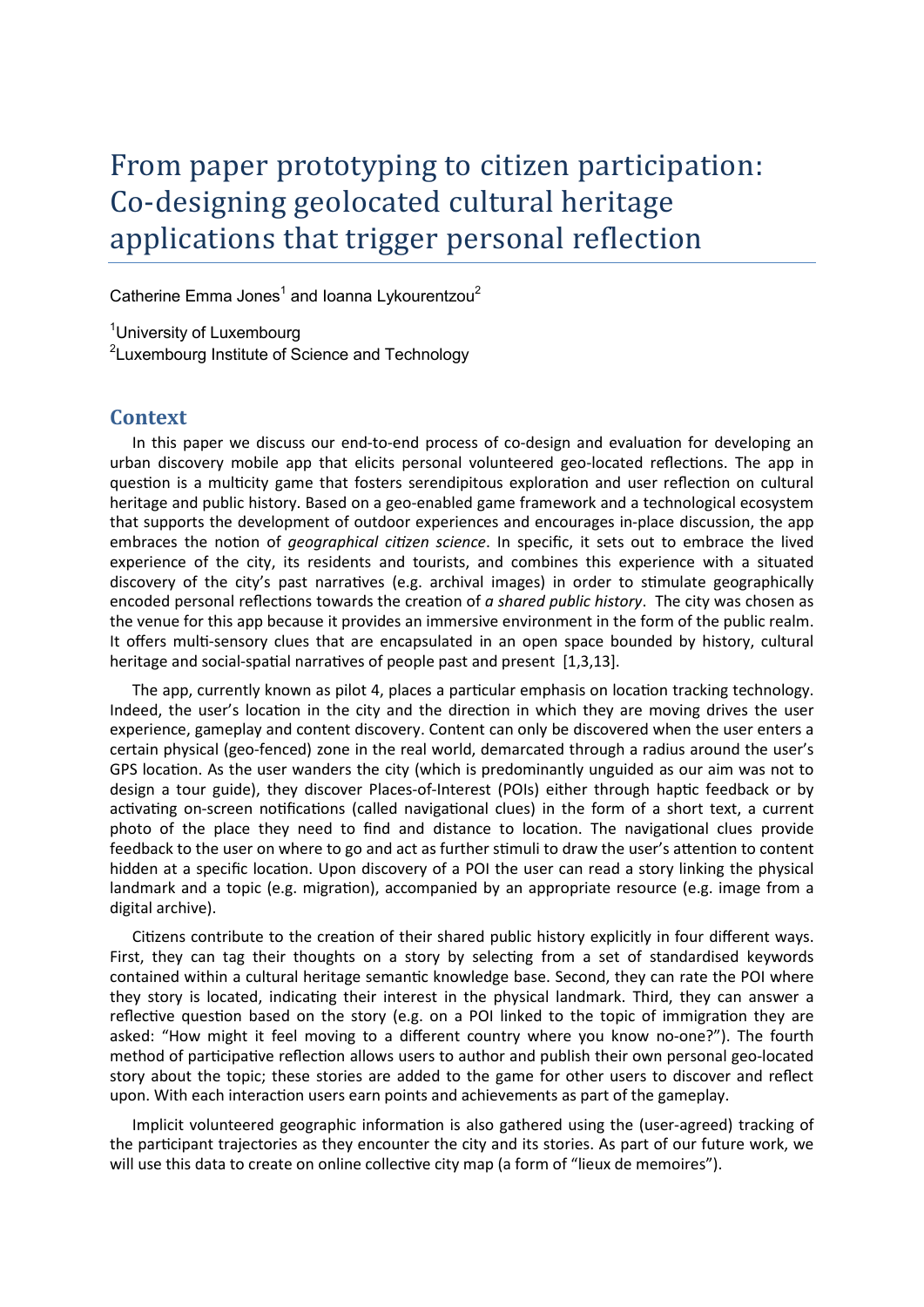# From paper prototyping to citizen participation: Co-designing geolocated cultural heritage applications that trigger personal reflection

Catherine Emma Jones[1] and Ioanna Lykourentzou[2]

[1]University of Luxembourg
[2]Luxembourg Institute of Science and Technology

## Context

In this paper we discuss our end-to-end process of co-design and evaluation for developing an urban discovery mobile app that elicits personal volunteered geo-located reflections. The app in question is a multicity game that fosters serendipitous exploration and user reflection on cultural heritage and public history. Based on a geo-enabled game framework and a technological ecosystem that supports the development of outdoor experiences and encourages in-place discussion, the app embraces the notion of *geographical citizen science*. In specific, it sets out to embrace the lived experience of the city, its residents and tourists, and combines this experience with a situated discovery of the city's past narratives (e.g. archival images) in order to stimulate geographically encoded personal reflections towards the creation of *a shared public history*. The city was chosen as the venue for this app because it provides an immersive environment in the form of the public realm. It offers multi-sensory clues that are encapsulated in an open space bounded by history, cultural heritage and social-spatial narratives of people past and present [1,3,13].

The app, currently known as pilot 4, places a particular emphasis on location tracking technology. Indeed, the user's location in the city and the direction in which they are moving drives the user experience, gameplay and content discovery. Content can only be discovered when the user enters a certain physical (geo-fenced) zone in the real world, demarcated through a radius around the user's GPS location. As the user wanders the city (which is predominantly unguided as our aim was not to design a tour guide), they discover Places-of-Interest (POIs) either through haptic feedback or by activating on-screen notifications (called navigational clues) in the form of a short text, a current photo of the place they need to find and distance to location. The navigational clues provide feedback to the user on where to go and act as further stimuli to draw the user's attention to content hidden at a specific location. Upon discovery of a POI the user can read a story linking the physical landmark and a topic (e.g. migration), accompanied by an appropriate resource (e.g. image from a digital archive).

Citizens contribute to the creation of their shared public history explicitly in four different ways. First, they can tag their thoughts on a story by selecting from a set of standardised keywords contained within a cultural heritage semantic knowledge base. Second, they can rate the POI where they story is located, indicating their interest in the physical landmark. Third, they can answer a reflective question based on the story (e.g. on a POI linked to the topic of immigration they are asked: "How might it feel moving to a different country where you know no-one?"). The fourth method of participative reflection allows users to author and publish their own personal geo-located story about the topic; these stories are added to the game for other users to discover and reflect upon. With each interaction users earn points and achievements as part of the gameplay.

Implicit volunteered geographic information is also gathered using the (user-agreed) tracking of the participant trajectories as they encounter the city and its stories. As part of our future work, we will use this data to create on online collective city map (a form of "lieux de memoires").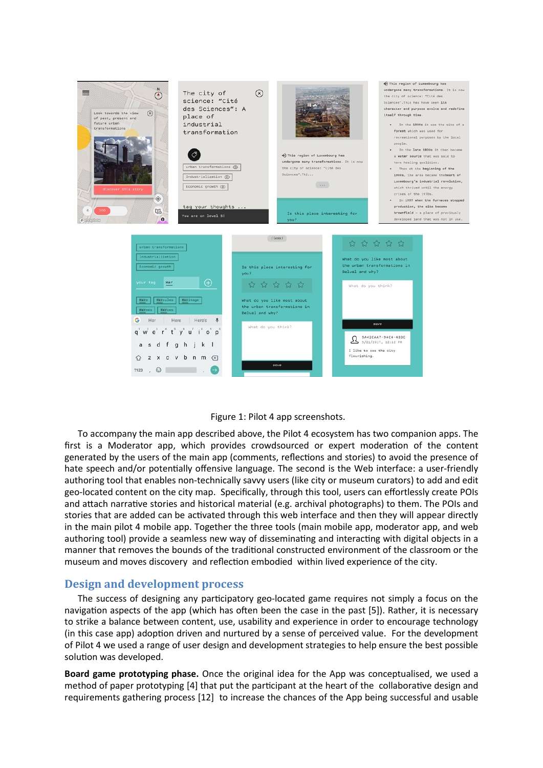Figure 1: Pilot 4 app screenshots.

To accompany the main app described above, the Pilot 4 ecosystem has two companion apps. The first is a Moderator app, which provides crowdsourced or expert moderation of the content generated by the users of the main app (comments, reflections and stories) to avoid the presence of hate speech and/or potentially offensive language. The second is the Web interface: a user-friendly authoring tool that enables non-technically savvy users (like city or museum curators) to add and edit geo-located content on the city map. Specifically, through this tool, users can effortlessly create POIs and attach narrative stories and historical material (e.g. archival photographs) to them. The POIs and stories that are added can be activated through this web interface and then they will appear directly in the main pilot 4 mobile app. Together the three tools (main mobile app, moderator app, and web authoring tool) provide a seamless new way of disseminating and interacting with digital objects in a manner that removes the bounds of the traditional constructed environment of the classroom or the museum and moves discovery and reflection embodied within lived experience of the city.

## Design and development process

The success of designing any participatory geo-located game requires not simply a focus on the navigation aspects of the app (which has often been the case in the past [5]). Rather, it is necessary to strike a balance between content, use, usability and experience in order to encourage technology (in this case app) adoption driven and nurtured by a sense of perceived value. For the development of Pilot 4 we used a range of user design and development strategies to help ensure the best possible solution was developed.

**Board game prototyping phase.** Once the original idea for the App was conceptualised, we used a method of paper prototyping [4] that put the participant at the heart of the collaborative design and requirements gathering process [12] to increase the chances of the App being successful and usable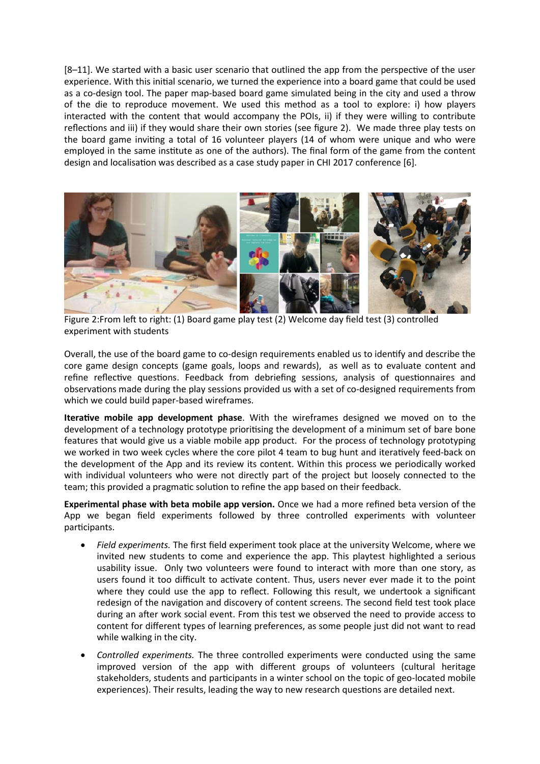[8–11]. We started with a basic user scenario that outlined the app from the perspective of the user experience. With this initial scenario, we turned the experience into a board game that could be used as a co-design tool. The paper map-based board game simulated being in the city and used a throw of the die to reproduce movement. We used this method as a tool to explore: i) how players interacted with the content that would accompany the POIs, ii) if they were willing to contribute reflections and iii) if they would share their own stories (see figure 2). We made three play tests on the board game inviting a total of 16 volunteer players (14 of whom were unique and who were employed in the same institute as one of the authors). The final form of the game from the content design and localisation was described as a case study paper in CHI 2017 conference [6].

Figure 2:From left to right: (1) Board game play test (2) Welcome day field test (3) controlled experiment with students

Overall, the use of the board game to co-design requirements enabled us to identify and describe the core game design concepts (game goals, loops and rewards), as well as to evaluate content and refine reflective questions. Feedback from debriefing sessions, analysis of questionnaires and observations made during the play sessions provided us with a set of co-designed requirements from which we could build paper-based wireframes.

**Iterative mobile app development phase**. With the wireframes designed we moved on to the development of a technology prototype prioritising the development of a minimum set of bare bone features that would give us a viable mobile app product. For the process of technology prototyping we worked in two week cycles where the core pilot 4 team to bug hunt and iteratively feed-back on the development of the App and its review its content. Within this process we periodically worked with individual volunteers who were not directly part of the project but loosely connected to the team; this provided a pragmatic solution to refine the app based on their feedback.

**Experimental phase with beta mobile app version.** Once we had a more refined beta version of the App we began field experiments followed by three controlled experiments with volunteer participants.

- *Field experiments.* The first field experiment took place at the university Welcome, where we invited new students to come and experience the app. This playtest highlighted a serious usability issue. Only two volunteers were found to interact with more than one story, as users found it too difficult to activate content. Thus, users never ever made it to the point where they could use the app to reflect. Following this result, we undertook a significant redesign of the navigation and discovery of content screens. The second field test took place during an after work social event. From this test we observed the need to provide access to content for different types of learning preferences, as some people just did not want to read while walking in the city.
- *Controlled experiments.* The three controlled experiments were conducted using the same improved version of the app with different groups of volunteers (cultural heritage stakeholders, students and participants in a winter school on the topic of geo-located mobile experiences). Their results, leading the way to new research questions are detailed next.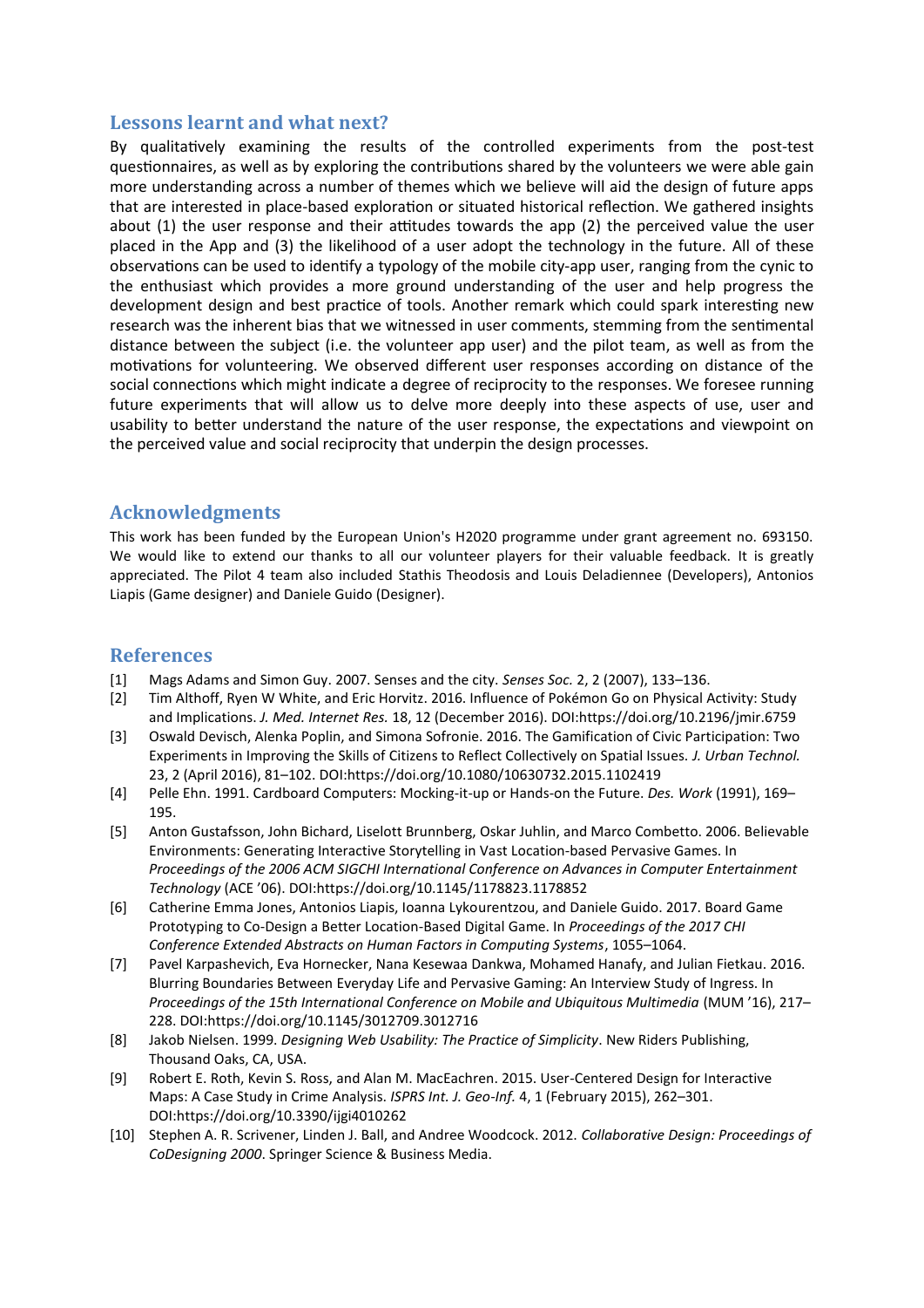## Lessons learnt and what next?

By qualitatively examining the results of the controlled experiments from the post-test questionnaires, as well as by exploring the contributions shared by the volunteers we were able gain more understanding across a number of themes which we believe will aid the design of future apps that are interested in place-based exploration or situated historical reflection. We gathered insights about (1) the user response and their attitudes towards the app (2) the perceived value the user placed in the App and (3) the likelihood of a user adopt the technology in the future. All of these observations can be used to identify a typology of the mobile city-app user, ranging from the cynic to the enthusiast which provides a more ground understanding of the user and help progress the development design and best practice of tools. Another remark which could spark interesting new research was the inherent bias that we witnessed in user comments, stemming from the sentimental distance between the subject (i.e. the volunteer app user) and the pilot team, as well as from the motivations for volunteering. We observed different user responses according on distance of the social connections which might indicate a degree of reciprocity to the responses. We foresee running future experiments that will allow us to delve more deeply into these aspects of use, user and usability to better understand the nature of the user response, the expectations and viewpoint on the perceived value and social reciprocity that underpin the design processes.

## Acknowledgments

This work has been funded by the European Union's H2020 programme under grant agreement no. 693150. We would like to extend our thanks to all our volunteer players for their valuable feedback. It is greatly appreciated. The Pilot 4 team also included Stathis Theodosis and Louis Deladienne (Developers), Antonios Liapis (Game designer) and Daniele Guido (Designer).

## References

[1] Mags Adams and Simon Guy. 2007. Senses and the city. *Senses Soc.* 2, 2 (2007), 133–136.

[2] Tim Althoff, Ryen W White, and Eric Horvitz. 2016. Influence of Pokémon Go on Physical Activity: Study and Implications. *J. Med. Internet Res.* 18, 12 (December 2016). DOI:https://doi.org/10.2196/jmir.6759

[3] Oswald Devisch, Alenka Poplin, and Simona Sofronie. 2016. The Gamification of Civic Participation: Two Experiments in Improving the Skills of Citizens to Reflect Collectively on Spatial Issues. *J. Urban Technol.* 23, 2 (April 2016), 81–102. DOI:https://doi.org/10.1080/10630732.2015.1102419

[4] Pelle Ehn. 1991. Cardboard Computers: Mocking-it-up or Hands-on the Future. *Des. Work* (1991), 169–195.

[5] Anton Gustafsson, John Bichard, Liselott Brunnberg, Oskar Juhlin, and Marco Combetto. 2006. Believable Environments: Generating Interactive Storytelling in Vast Location-based Pervasive Games. In *Proceedings of the 2006 ACM SIGCHI International Conference on Advances in Computer Entertainment Technology* (ACE '06). DOI:https://doi.org/10.1145/1178823.1178852

[6] Catherine Emma Jones, Antonios Liapis, Ioanna Lykourentzou, and Daniele Guido. 2017. Board Game Prototyping to Co-Design a Better Location-Based Digital Game. In *Proceedings of the 2017 CHI Conference Extended Abstracts on Human Factors in Computing Systems*, 1055–1064.

[7] Pavel Karpashevich, Eva Hornecker, Nana Kesewaa Dankwa, Mohamed Hanafy, and Julian Fietkau. 2016. Blurring Boundaries Between Everyday Life and Pervasive Gaming: An Interview Study of Ingress. In *Proceedings of the 15th International Conference on Mobile and Ubiquitous Multimedia* (MUM '16), 217–228. DOI:https://doi.org/10.1145/3012709.3012716

[8] Jakob Nielsen. 1999. *Designing Web Usability: The Practice of Simplicity*. New Riders Publishing, Thousand Oaks, CA, USA.

[9] Robert E. Roth, Kevin S. Ross, and Alan M. MacEachren. 2015. User-Centered Design for Interactive Maps: A Case Study in Crime Analysis. *ISPRS Int. J. Geo-Inf.* 4, 1 (February 2015), 262–301. DOI:https://doi.org/10.3390/ijgi4010262

[10] Stephen A. R. Scrivener, Linden J. Ball, and Andree Woodcock. 2012. *Collaborative Design: Proceedings of CoDesigning 2000*. Springer Science & Business Media.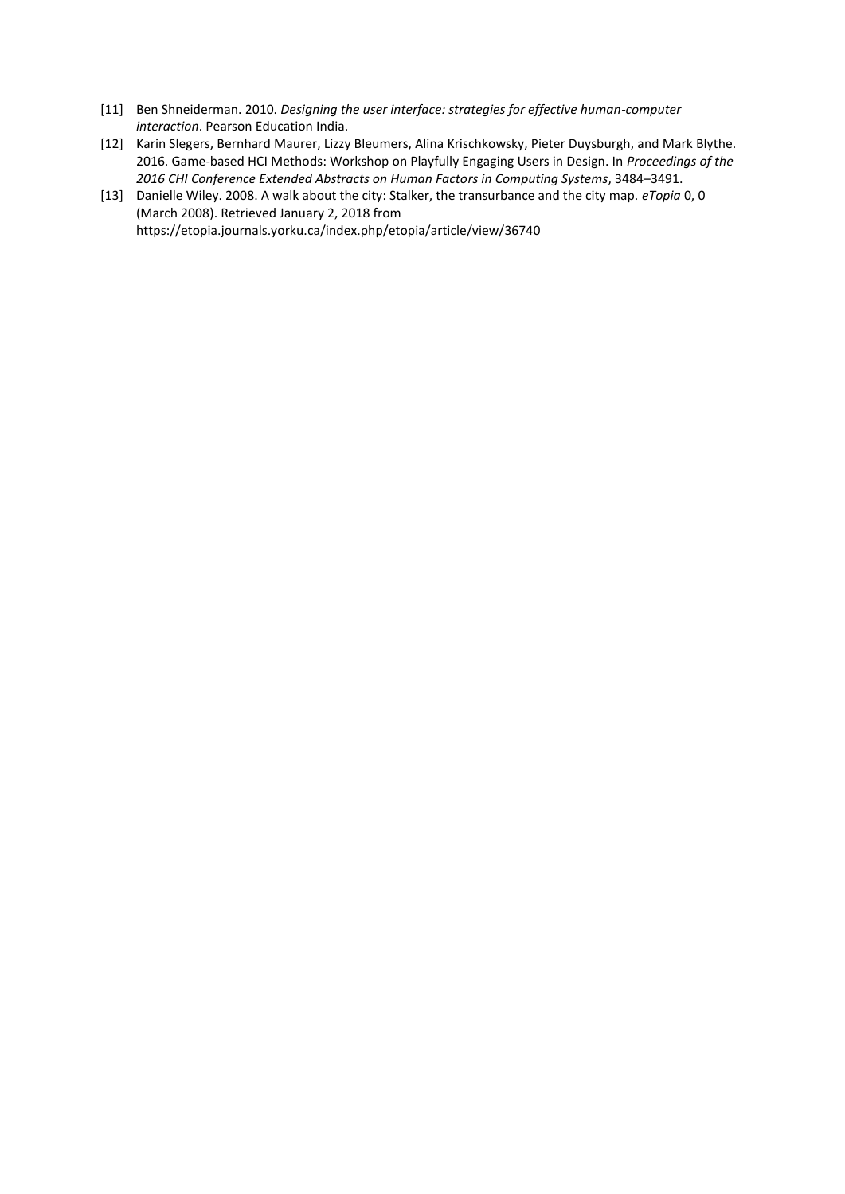[11] Ben Shneiderman. 2010. *Designing the user interface: strategies for effective human-computer interaction*. Pearson Education India.

[12] Karin Slegers, Bernhard Maurer, Lizzy Bleumers, Alina Krischkowsky, Pieter Duysburgh, and Mark Blythe. 2016. Game-based HCI Methods: Workshop on Playfully Engaging Users in Design. In *Proceedings of the 2016 CHI Conference Extended Abstracts on Human Factors in Computing Systems*, 3484–3491.

[13] Danielle Wiley. 2008. A walk about the city: Stalker, the transurbance and the city map. *eTopia* 0, 0 (March 2008). Retrieved January 2, 2018 from https://etopia.journals.yorku.ca/index.php/etopia/article/view/36740